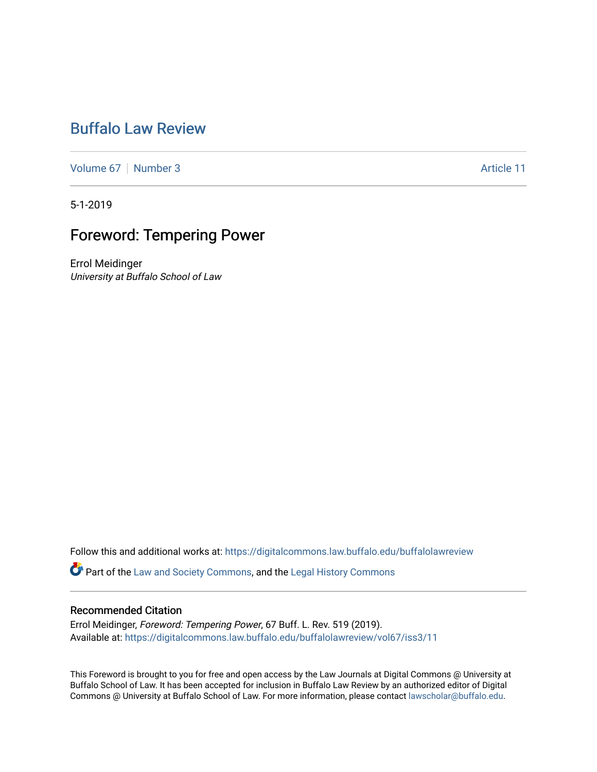# Buffalo Law Review

Volume 67 | Number 3 | Article 11

5-1-2019

## Foreword: Tempering Power

Errol Meidinger
*University at Buffalo School of Law*

Follow this and additional works at: https://digitalcommons.law.buffalo.edu/buffalolawreview

Part of the Law and Society Commons, and the Legal History Commons

### Recommended Citation

Errol Meidinger, *Foreword: Tempering Power*, 67 Buff. L. Rev. 519 (2019).
Available at: https://digitalcommons.law.buffalo.edu/buffalolawreview/vol67/iss3/11

This Foreword is brought to you for free and open access by the Law Journals at Digital Commons @ University at Buffalo School of Law. It has been accepted for inclusion in Buffalo Law Review by an authorized editor of Digital Commons @ University at Buffalo School of Law. For more information, please contact lawscholar@buffalo.edu.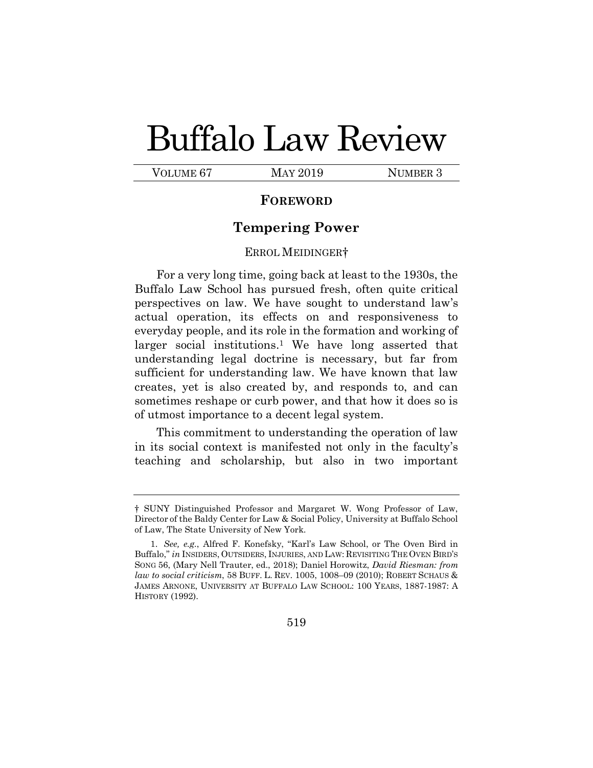# Buffalo Law Review

VOLUME 67 | MAY 2019 | NUMBER 3

## FOREWORD

## Tempering Power

ERROL MEIDINGER†

For a very long time, going back at least to the 1930s, the Buffalo Law School has pursued fresh, often quite critical perspectives on law. We have sought to understand law's actual operation, its effects on and responsiveness to everyday people, and its role in the formation and working of larger social institutions.[1] We have long asserted that understanding legal doctrine is necessary, but far from sufficient for understanding law. We have known that law creates, yet is also created by, and responds to, and can sometimes reshape or curb power, and that how it does so is of utmost importance to a decent legal system.

This commitment to understanding the operation of law in its social context is manifested not only in the faculty's teaching and scholarship, but also in two important

---

† SUNY Distinguished Professor and Margaret W. Wong Professor of Law, Director of the Baldy Center for Law & Social Policy, University at Buffalo School of Law, The State University of New York.

1. *See, e.g.*, Alfred F. Konefsky, "Karl's Law School, or The Oven Bird in Buffalo," *in* INSIDERS, OUTSIDERS, INJURIES, AND LAW: REVISITING THE OVEN BIRD'S SONG 56, (Mary Nell Trauter, ed., 2018); Daniel Horowitz, *David Riesman: from law to social criticism*, 58 BUFF. L. REV. 1005, 1008–09 (2010); ROBERT SCHAUS & JAMES ARNONE, UNIVERSITY AT BUFFALO LAW SCHOOL: 100 YEARS, 1887-1987: A HISTORY (1992).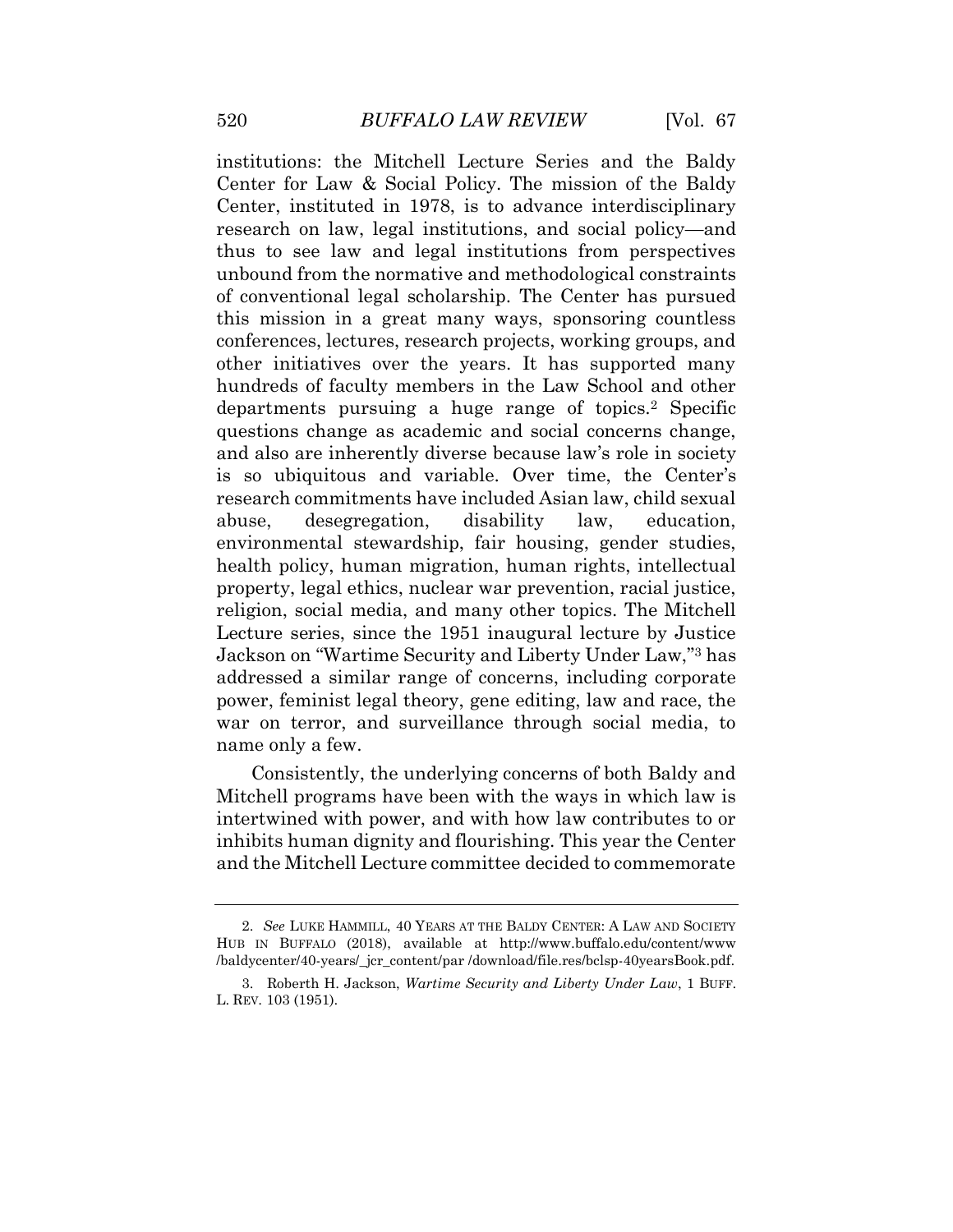institutions: the Mitchell Lecture Series and the Baldy Center for Law & Social Policy. The mission of the Baldy Center, instituted in 1978, is to advance interdisciplinary research on law, legal institutions, and social policy—and thus to see law and legal institutions from perspectives unbound from the normative and methodological constraints of conventional legal scholarship. The Center has pursued this mission in a great many ways, sponsoring countless conferences, lectures, research projects, working groups, and other initiatives over the years. It has supported many hundreds of faculty members in the Law School and other departments pursuing a huge range of topics.[2] Specific questions change as academic and social concerns change, and also are inherently diverse because law's role in society is so ubiquitous and variable. Over time, the Center's research commitments have included Asian law, child sexual abuse, desegregation, disability law, education, environmental stewardship, fair housing, gender studies, health policy, human migration, human rights, intellectual property, legal ethics, nuclear war prevention, racial justice, religion, social media, and many other topics. The Mitchell Lecture series, since the 1951 inaugural lecture by Justice Jackson on "Wartime Security and Liberty Under Law,"[3] has addressed a similar range of concerns, including corporate power, feminist legal theory, gene editing, law and race, the war on terror, and surveillance through social media, to name only a few.

Consistently, the underlying concerns of both Baldy and Mitchell programs have been with the ways in which law is intertwined with power, and with how law contributes to or inhibits human dignity and flourishing. This year the Center and the Mitchell Lecture committee decided to commemorate

---

2. *See* LUKE HAMMILL, 40 YEARS AT THE BALDY CENTER: A LAW AND SOCIETY HUB IN BUFFALO (2018), available at http://www.buffalo.edu/content/www/baldycenter/40-years/_jcr_content/par /download/file.res/bclsp-40yearsBook.pdf.

3. Roberth H. Jackson, *Wartime Security and Liberty Under Law*, 1 BUFF. L. REV. 103 (1951).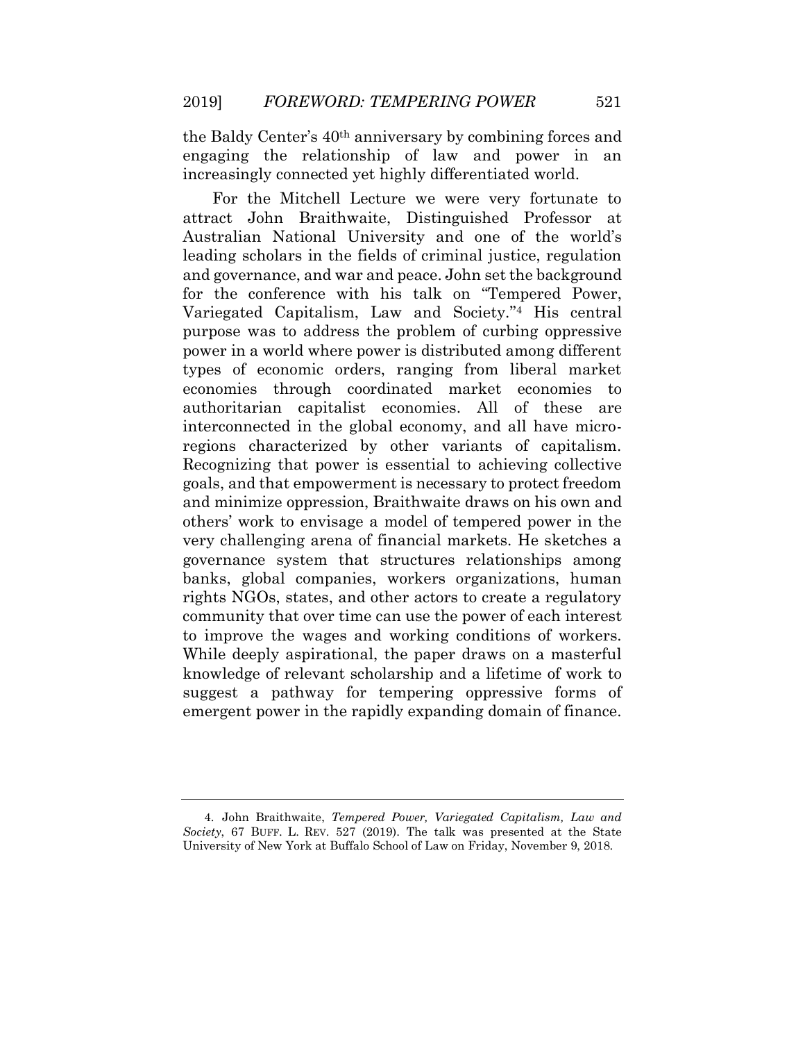the Baldy Center's 40th anniversary by combining forces and engaging the relationship of law and power in an increasingly connected yet highly differentiated world.

For the Mitchell Lecture we were very fortunate to attract John Braithwaite, Distinguished Professor at Australian National University and one of the world's leading scholars in the fields of criminal justice, regulation and governance, and war and peace. John set the background for the conference with his talk on "Tempered Power, Variegated Capitalism, Law and Society."[4] His central purpose was to address the problem of curbing oppressive power in a world where power is distributed among different types of economic orders, ranging from liberal market economies through coordinated market economies to authoritarian capitalist economies. All of these are interconnected in the global economy, and all have micro-regions characterized by other variants of capitalism. Recognizing that power is essential to achieving collective goals, and that empowerment is necessary to protect freedom and minimize oppression, Braithwaite draws on his own and others' work to envisage a model of tempered power in the very challenging arena of financial markets. He sketches a governance system that structures relationships among banks, global companies, workers organizations, human rights NGOs, states, and other actors to create a regulatory community that over time can use the power of each interest to improve the wages and working conditions of workers. While deeply aspirational, the paper draws on a masterful knowledge of relevant scholarship and a lifetime of work to suggest a pathway for tempering oppressive forms of emergent power in the rapidly expanding domain of finance.

---

4. John Braithwaite, *Tempered Power, Variegated Capitalism, Law and Society*, 67 BUFF. L. REV. 527 (2019). The talk was presented at the State University of New York at Buffalo School of Law on Friday, November 9, 2018.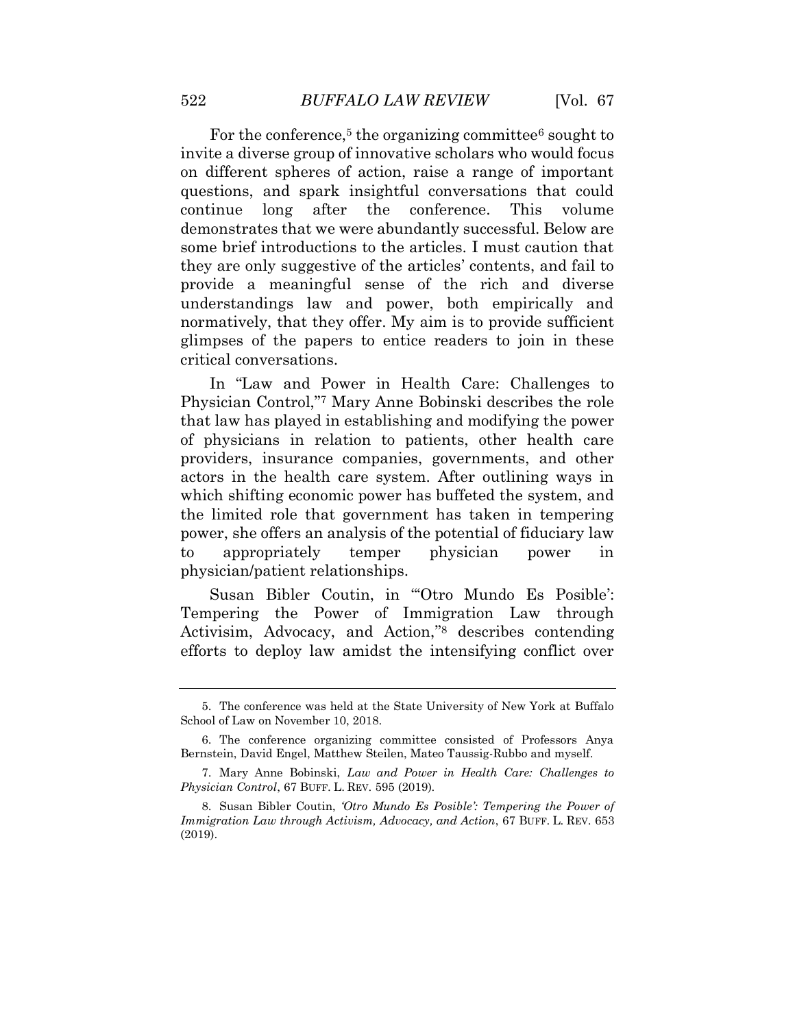For the conference,[5] the organizing committee[6] sought to invite a diverse group of innovative scholars who would focus on different spheres of action, raise a range of important questions, and spark insightful conversations that could continue long after the conference. This volume demonstrates that we were abundantly successful. Below are some brief introductions to the articles. I must caution that they are only suggestive of the articles' contents, and fail to provide a meaningful sense of the rich and diverse understandings law and power, both empirically and normatively, that they offer. My aim is to provide sufficient glimpses of the papers to entice readers to join in these critical conversations.

In "Law and Power in Health Care: Challenges to Physician Control,"[7] Mary Anne Bobinski describes the role that law has played in establishing and modifying the power of physicians in relation to patients, other health care providers, insurance companies, governments, and other actors in the health care system. After outlining ways in which shifting economic power has buffeted the system, and the limited role that government has taken in tempering power, she offers an analysis of the potential of fiduciary law to appropriately temper physician power in physician/patient relationships.

Susan Bibler Coutin, in "'Otro Mundo Es Posible': Tempering the Power of Immigration Law through Activisim, Advocacy, and Action,"[8] describes contending efforts to deploy law amidst the intensifying conflict over

---

5. The conference was held at the State University of New York at Buffalo School of Law on November 10, 2018.

6. The conference organizing committee consisted of Professors Anya Bernstein, David Engel, Matthew Steilen, Mateo Taussig-Rubbo and myself.

7. Mary Anne Bobinski, *Law and Power in Health Care: Challenges to Physician Control*, 67 BUFF. L. REV. 595 (2019).

8. Susan Bibler Coutin, *'Otro Mundo Es Posible': Tempering the Power of Immigration Law through Activism, Advocacy, and Action*, 67 BUFF. L. REV. 653 (2019).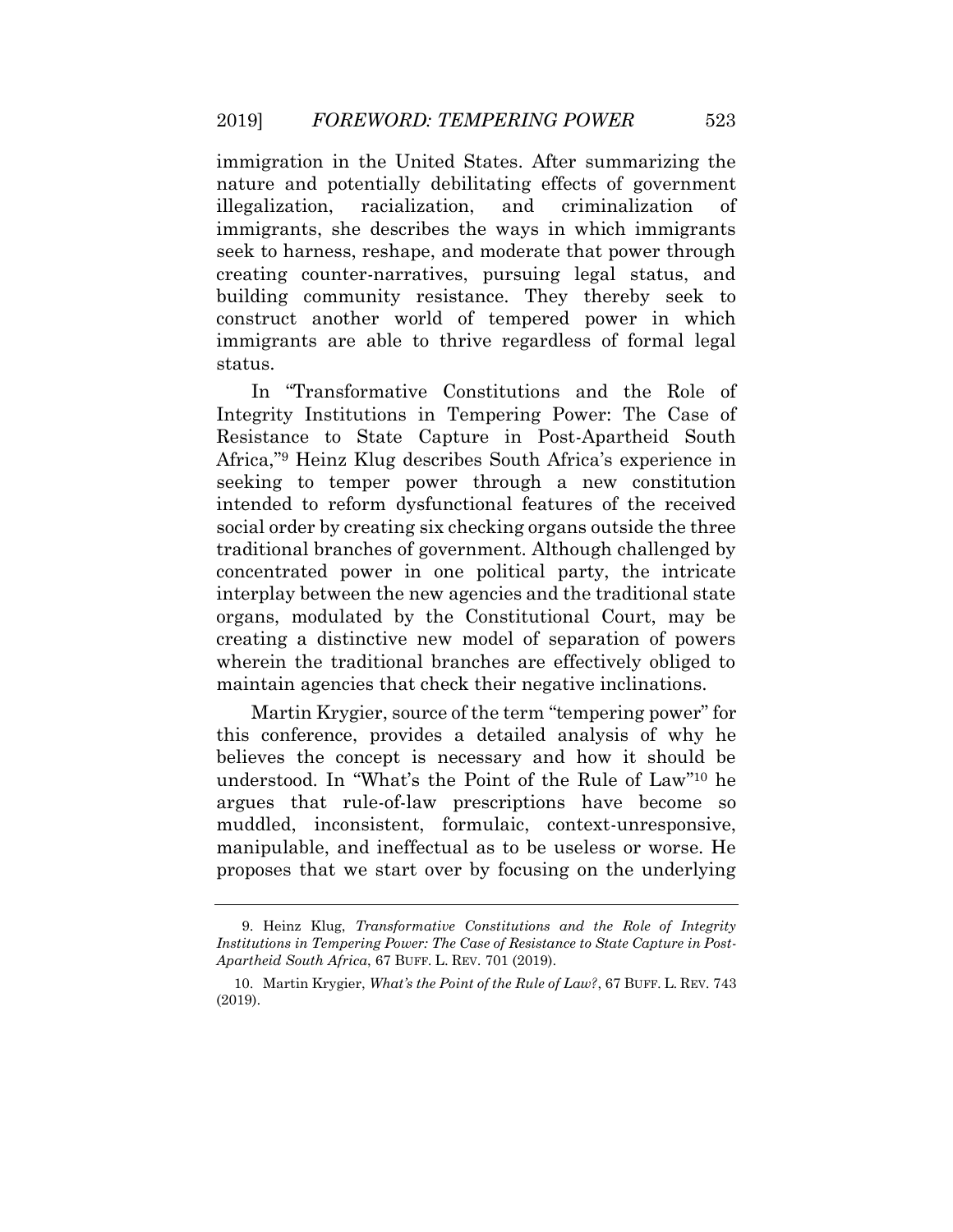immigration in the United States. After summarizing the nature and potentially debilitating effects of government illegalization, racialization, and criminalization of immigrants, she describes the ways in which immigrants seek to harness, reshape, and moderate that power through creating counter-narratives, pursuing legal status, and building community resistance. They thereby seek to construct another world of tempered power in which immigrants are able to thrive regardless of formal legal status.

In "Transformative Constitutions and the Role of Integrity Institutions in Tempering Power: The Case of Resistance to State Capture in Post-Apartheid South Africa,"[9] Heinz Klug describes South Africa's experience in seeking to temper power through a new constitution intended to reform dysfunctional features of the received social order by creating six checking organs outside the three traditional branches of government. Although challenged by concentrated power in one political party, the intricate interplay between the new agencies and the traditional state organs, modulated by the Constitutional Court, may be creating a distinctive new model of separation of powers wherein the traditional branches are effectively obliged to maintain agencies that check their negative inclinations.

Martin Krygier, source of the term "tempering power" for this conference, provides a detailed analysis of why he believes the concept is necessary and how it should be understood. In "What's the Point of the Rule of Law"[10] he argues that rule-of-law prescriptions have become so muddled, inconsistent, formulaic, context-unresponsive, manipulable, and ineffectual as to be useless or worse. He proposes that we start over by focusing on the underlying

---

9. Heinz Klug, *Transformative Constitutions and the Role of Integrity Institutions in Tempering Power: The Case of Resistance to State Capture in Post-Apartheid South Africa*, 67 BUFF. L. REV. 701 (2019).

10. Martin Krygier, *What's the Point of the Rule of Law?*, 67 BUFF. L. REV. 743 (2019).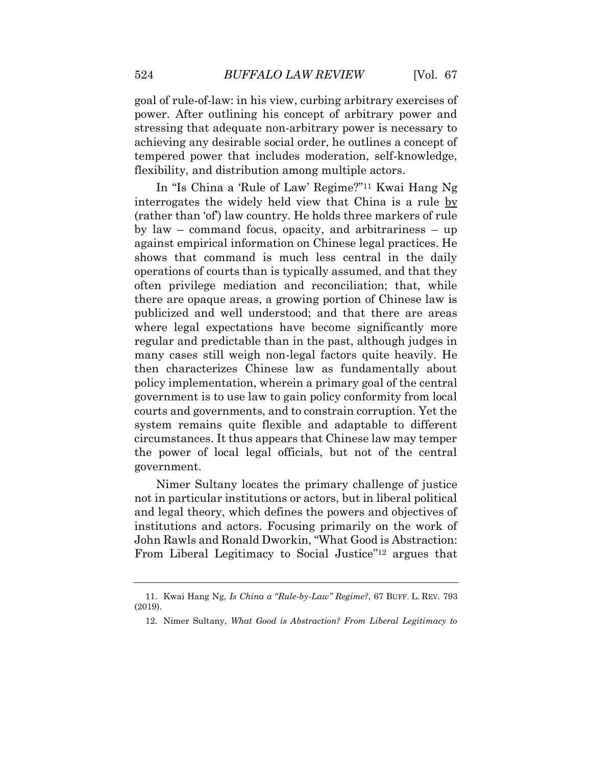goal of rule-of-law: in his view, curbing arbitrary exercises of power. After outlining his concept of arbitrary power and stressing that adequate non-arbitrary power is necessary to achieving any desirable social order, he outlines a concept of tempered power that includes moderation, self-knowledge, flexibility, and distribution among multiple actors.

In "Is China a 'Rule of Law' Regime?"[11] Kwai Hang Ng interrogates the widely held view that China is a rule by (rather than 'of') law country. He holds three markers of rule by law – command focus, opacity, and arbitrariness – up against empirical information on Chinese legal practices. He shows that command is much less central in the daily operations of courts than is typically assumed, and that they often privilege mediation and reconciliation; that, while there are opaque areas, a growing portion of Chinese law is publicized and well understood; and that there are areas where legal expectations have become significantly more regular and predictable than in the past, although judges in many cases still weigh non-legal factors quite heavily. He then characterizes Chinese law as fundamentally about policy implementation, wherein a primary goal of the central government is to use law to gain policy conformity from local courts and governments, and to constrain corruption. Yet the system remains quite flexible and adaptable to different circumstances. It thus appears that Chinese law may temper the power of local legal officials, but not of the central government.

Nimer Sultany locates the primary challenge of justice not in particular institutions or actors, but in liberal political and legal theory, which defines the powers and objectives of institutions and actors. Focusing primarily on the work of John Rawls and Ronald Dworkin, "What Good is Abstraction: From Liberal Legitimacy to Social Justice"[12] argues that

---

11. Kwai Hang Ng, *Is China a "Rule-by-Law" Regime?*, 67 BUFF. L. REV. 793 (2019).

12. Nimer Sultany, *What Good is Abstraction? From Liberal Legitimacy to*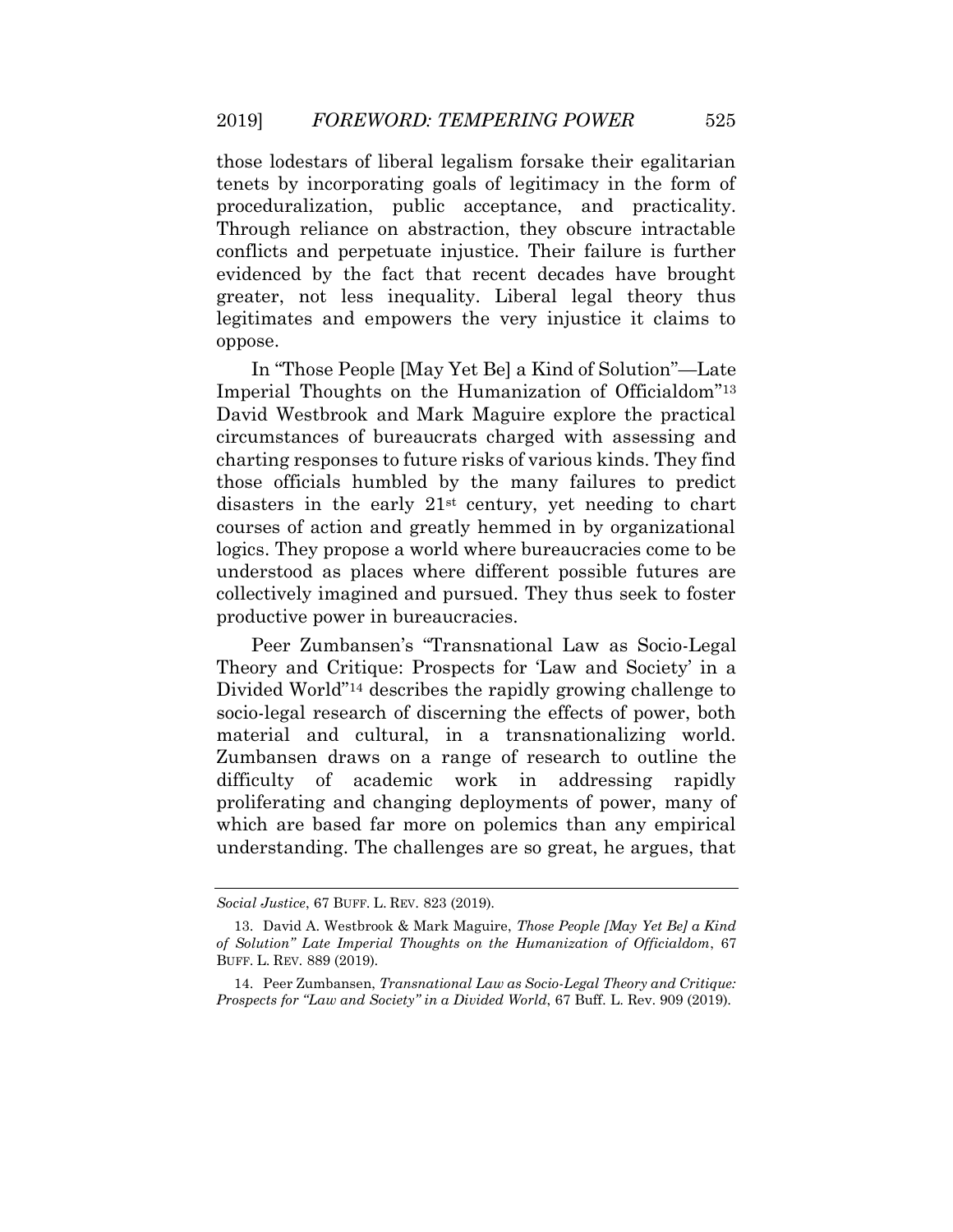those lodestars of liberal legalism forsake their egalitarian tenets by incorporating goals of legitimacy in the form of proceduralization, public acceptance, and practicality. Through reliance on abstraction, they obscure intractable conflicts and perpetuate injustice. Their failure is further evidenced by the fact that recent decades have brought greater, not less inequality. Liberal legal theory thus legitimates and empowers the very injustice it claims to oppose.

In "Those People [May Yet Be] a Kind of Solution"—Late Imperial Thoughts on the Humanization of Officialdom"[13] David Westbrook and Mark Maguire explore the practical circumstances of bureaucrats charged with assessing and charting responses to future risks of various kinds. They find those officials humbled by the many failures to predict disasters in the early 21st century, yet needing to chart courses of action and greatly hemmed in by organizational logics. They propose a world where bureaucracies come to be understood as places where different possible futures are collectively imagined and pursued. They thus seek to foster productive power in bureaucracies.

Peer Zumbansen's "Transnational Law as Socio-Legal Theory and Critique: Prospects for 'Law and Society' in a Divided World"[14] describes the rapidly growing challenge to socio-legal research of discerning the effects of power, both material and cultural, in a transnationalizing world. Zumbansen draws on a range of research to outline the difficulty of academic work in addressing rapidly proliferating and changing deployments of power, many of which are based far more on polemics than any empirical understanding. The challenges are so great, he argues, that

---

*Social Justice*, 67 BUFF. L. REV. 823 (2019).

13. David A. Westbrook & Mark Maguire, *Those People [May Yet Be] a Kind of Solution" Late Imperial Thoughts on the Humanization of Officialdom*, 67 BUFF. L. REV. 889 (2019).

14. Peer Zumbansen, *Transnational Law as Socio-Legal Theory and Critique: Prospects for "Law and Society" in a Divided World*, 67 Buff. L. Rev. 909 (2019).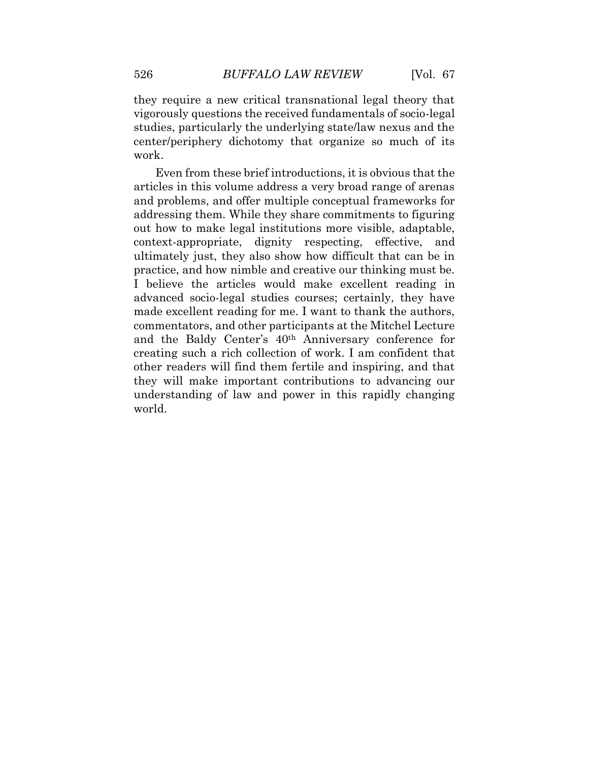they require a new critical transnational legal theory that vigorously questions the received fundamentals of socio-legal studies, particularly the underlying state/law nexus and the center/periphery dichotomy that organize so much of its work.

Even from these brief introductions, it is obvious that the articles in this volume address a very broad range of arenas and problems, and offer multiple conceptual frameworks for addressing them. While they share commitments to figuring out how to make legal institutions more visible, adaptable, context-appropriate, dignity respecting, effective, and ultimately just, they also show how difficult that can be in practice, and how nimble and creative our thinking must be. I believe the articles would make excellent reading in advanced socio-legal studies courses; certainly, they have made excellent reading for me. I want to thank the authors, commentators, and other participants at the Mitchel Lecture and the Baldy Center's 40th Anniversary conference for creating such a rich collection of work. I am confident that other readers will find them fertile and inspiring, and that they will make important contributions to advancing our understanding of law and power in this rapidly changing world.